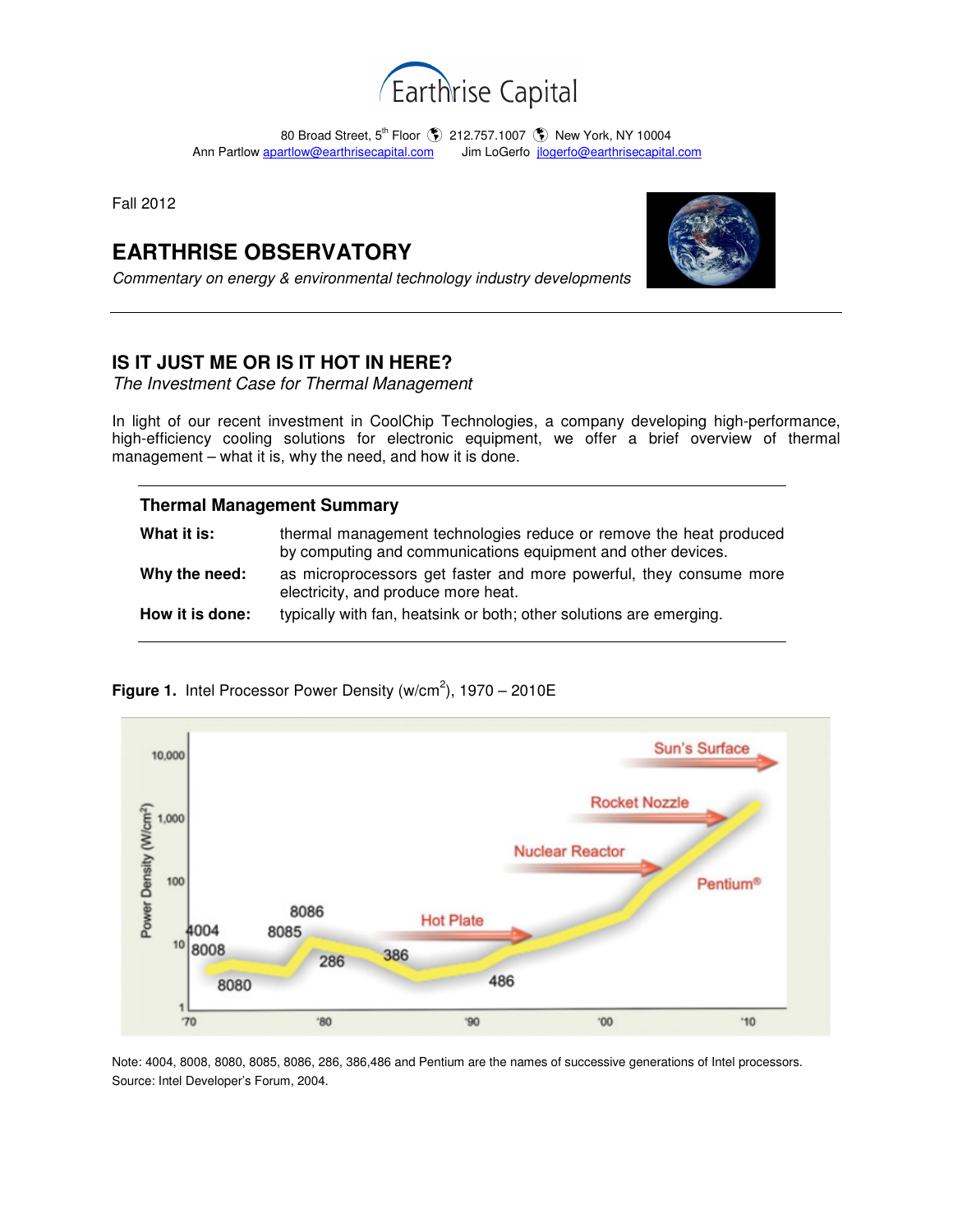Earthrise Capital

80 Broad Street, 5th Floor 212.757.1007 New York, NY 10004
Ann Partlow apartlow@earthrisecapital.com Jim LoGerfo jlogerfo@earthrisecapital.com

Fall 2012

# EARTHRISE OBSERVATORY

*Commentary on energy & environmental technology industry developments*

---

## IS IT JUST ME OR IS IT HOT IN HERE?

*The Investment Case for Thermal Management*

In light of our recent investment in CoolChip Technologies, a company developing high-performance, high-efficiency cooling solutions for electronic equipment, we offer a brief overview of thermal management – what it is, why the need, and how it is done.

### Thermal Management Summary

| | |
|---|---|
| **What it is:** | thermal management technologies reduce or remove the heat produced by computing and communications equipment and other devices. |
| **Why the need:** | as microprocessors get faster and more powerful, they consume more electricity, and produce more heat. |
| **How it is done:** | typically with fan, heatsink or both; other solutions are emerging. |

**Figure 1.** Intel Processor Power Density (w/cm$^2$), 1970 – 2010E

Note: 4004, 8008, 8080, 8085, 8086, 286, 386,486 and Pentium are the names of successive generations of Intel processors.
Source: Intel Developer's Forum, 2004.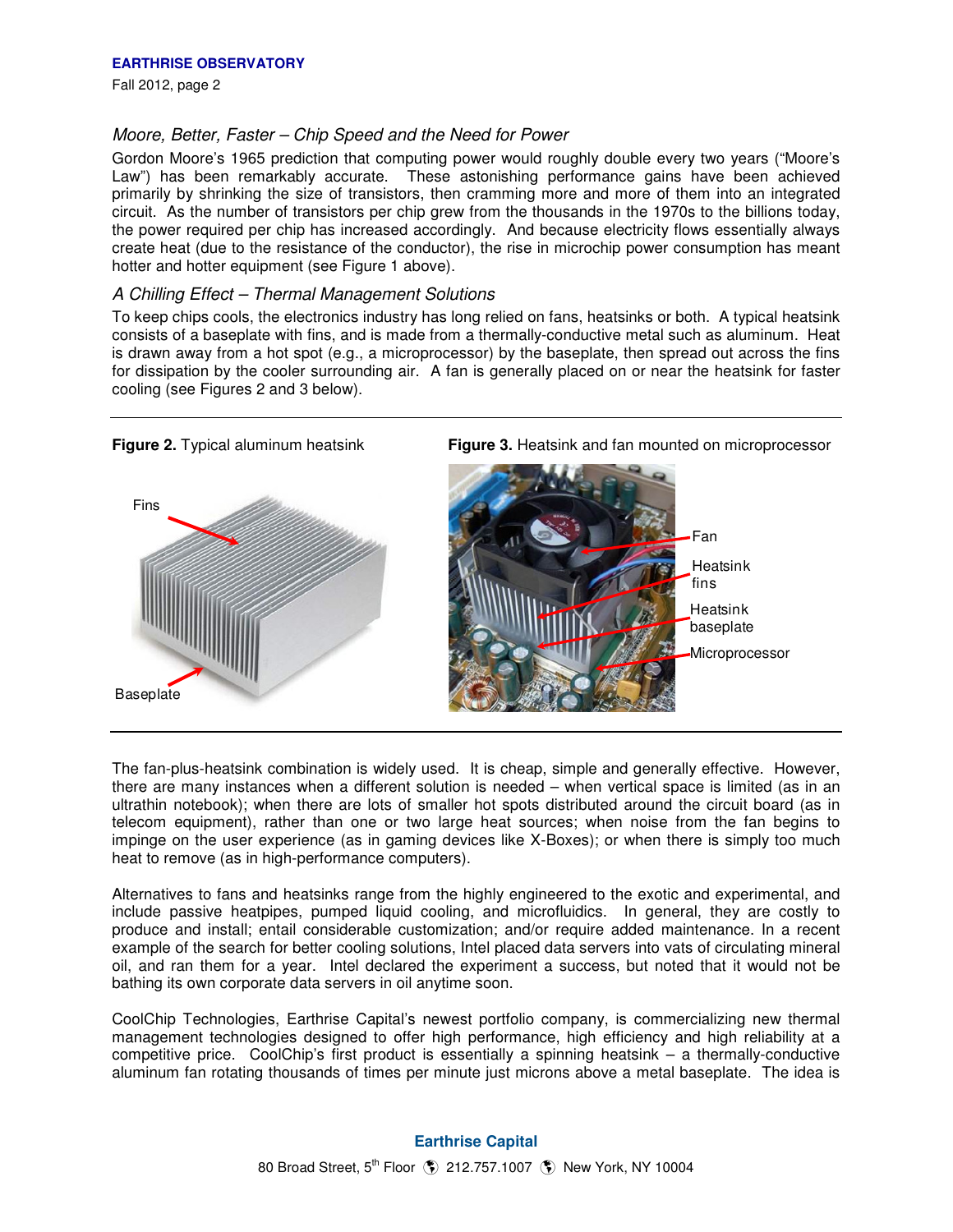### *Moore, Better, Faster – Chip Speed and the Need for Power*

Gordon Moore's 1965 prediction that computing power would roughly double every two years ("Moore's Law") has been remarkably accurate. These astonishing performance gains have been achieved primarily by shrinking the size of transistors, then cramming more and more of them into an integrated circuit. As the number of transistors per chip grew from the thousands in the 1970s to the billions today, the power required per chip has increased accordingly. And because electricity flows essentially always create heat (due to the resistance of the conductor), the rise in microchip power consumption has meant hotter and hotter equipment (see Figure 1 above).

### *A Chilling Effect – Thermal Management Solutions*

To keep chips cools, the electronics industry has long relied on fans, heatsinks or both. A typical heatsink consists of a baseplate with fins, and is made from a thermally-conductive metal such as aluminum. Heat is drawn away from a hot spot (e.g., a microprocessor) by the baseplate, then spread out across the fins for dissipation by the cooler surrounding air. A fan is generally placed on or near the heatsink for faster cooling (see Figures 2 and 3 below).

**Figure 2.** Typical aluminum heatsink

Fins

Baseplate

**Figure 3.** Heatsink and fan mounted on microprocessor

Fan

Heatsink fins

Heatsink baseplate

Microprocessor

The fan-plus-heatsink combination is widely used. It is cheap, simple and generally effective. However, there are many instances when a different solution is needed – when vertical space is limited (as in an ultrathin notebook); when there are lots of smaller hot spots distributed around the circuit board (as in telecom equipment), rather than one or two large heat sources; when noise from the fan begins to impinge on the user experience (as in gaming devices like X-Boxes); or when there is simply too much heat to remove (as in high-performance computers).

Alternatives to fans and heatsinks range from the highly engineered to the exotic and experimental, and include passive heatpipes, pumped liquid cooling, and microfluidics. In general, they are costly to produce and install; entail considerable customization; and/or require added maintenance. In a recent example of the search for better cooling solutions, Intel placed data servers into vats of circulating mineral oil, and ran them for a year. Intel declared the experiment a success, but noted that it would not be bathing its own corporate data servers in oil anytime soon.

CoolChip Technologies, Earthrise Capital's newest portfolio company, is commercializing new thermal management technologies designed to offer high performance, high efficiency and high reliability at a competitive price. CoolChip's first product is essentially a spinning heatsink – a thermally-conductive aluminum fan rotating thousands of times per minute just microns above a metal baseplate. The idea is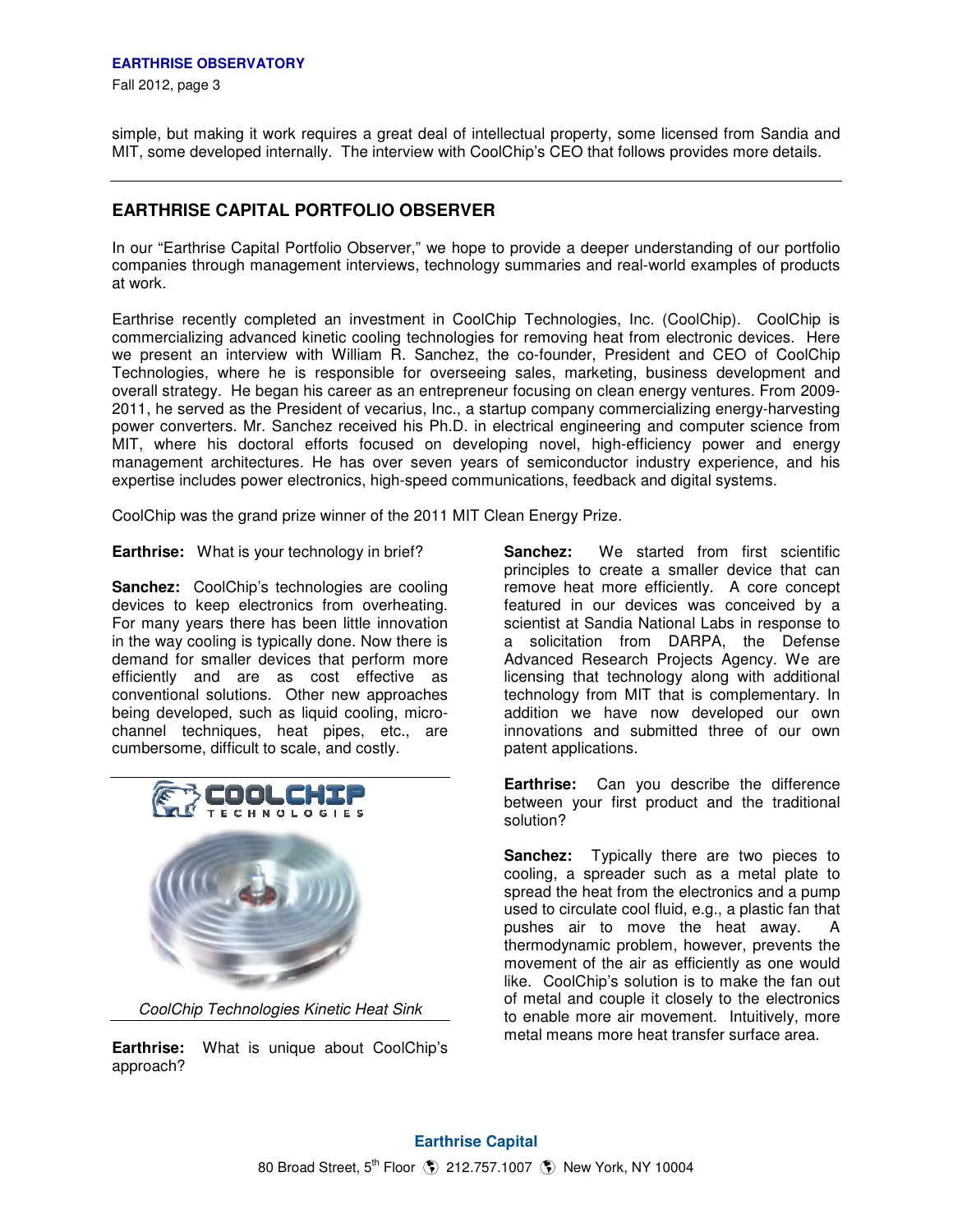simple, but making it work requires a great deal of intellectual property, some licensed from Sandia and MIT, some developed internally. The interview with CoolChip's CEO that follows provides more details.

---

## EARTHRISE CAPITAL PORTFOLIO OBSERVER

In our "Earthrise Capital Portfolio Observer," we hope to provide a deeper understanding of our portfolio companies through management interviews, technology summaries and real-world examples of products at work.

Earthrise recently completed an investment in CoolChip Technologies, Inc. (CoolChip). CoolChip is commercializing advanced kinetic cooling technologies for removing heat from electronic devices. Here we present an interview with William R. Sanchez, the co-founder, President and CEO of CoolChip Technologies, where he is responsible for overseeing sales, marketing, business development and overall strategy. He began his career as an entrepreneur focusing on clean energy ventures. From 2009-2011, he served as the President of vecarius, Inc., a startup company commercializing energy-harvesting power converters. Mr. Sanchez received his Ph.D. in electrical engineering and computer science from MIT, where his doctoral efforts focused on developing novel, high-efficiency power and energy management architectures. He has over seven years of semiconductor industry experience, and his expertise includes power electronics, high-speed communications, feedback and digital systems.

CoolChip was the grand prize winner of the 2011 MIT Clean Energy Prize.

**Earthrise:** What is your technology in brief?

**Sanchez:** CoolChip's technologies are cooling devices to keep electronics from overheating. For many years there has been little innovation in the way cooling is typically done. Now there is demand for smaller devices that perform more efficiently and are as cost effective as conventional solutions. Other new approaches being developed, such as liquid cooling, micro-channel techniques, heat pipes, etc., are cumbersome, difficult to scale, and costly.

*CoolChip Technologies Kinetic Heat Sink*

**Earthrise:** What is unique about CoolChip's approach?

**Sanchez:** We started from first scientific principles to create a smaller device that can remove heat more efficiently. A core concept featured in our devices was conceived by a scientist at Sandia National Labs in response to a solicitation from DARPA, the Defense Advanced Research Projects Agency. We are licensing that technology along with additional technology from MIT that is complementary. In addition we have now developed our own innovations and submitted three of our own patent applications.

**Earthrise:** Can you describe the difference between your first product and the traditional solution?

**Sanchez:** Typically there are two pieces to cooling, a spreader such as a metal plate to spread the heat from the electronics and a pump used to circulate cool fluid, e.g., a plastic fan that pushes air to move the heat away. A thermodynamic problem, however, prevents the movement of the air as efficiently as one would like. CoolChip's solution is to make the fan out of metal and couple it closely to the electronics to enable more air movement. Intuitively, more metal means more heat transfer surface area.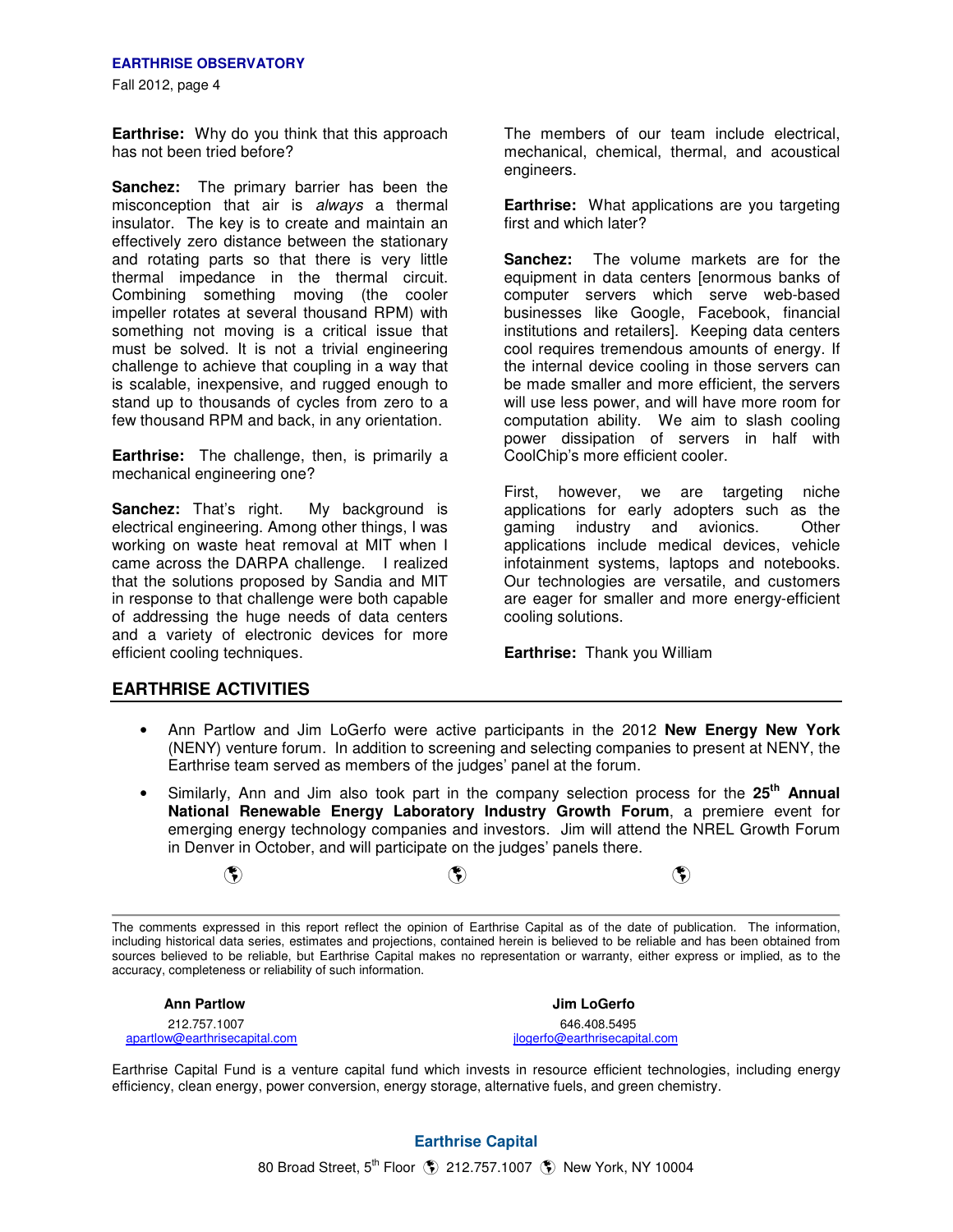**Earthrise:** Why do you think that this approach has not been tried before?

**Sanchez:** The primary barrier has been the misconception that air is *always* a thermal insulator. The key is to create and maintain an effectively zero distance between the stationary and rotating parts so that there is very little thermal impedance in the thermal circuit. Combining something moving (the cooler impeller rotates at several thousand RPM) with something not moving is a critical issue that must be solved. It is not a trivial engineering challenge to achieve that coupling in a way that is scalable, inexpensive, and rugged enough to stand up to thousands of cycles from zero to a few thousand RPM and back, in any orientation.

**Earthrise:** The challenge, then, is primarily a mechanical engineering one?

**Sanchez:** That's right. My background is electrical engineering. Among other things, I was working on waste heat removal at MIT when I came across the DARPA challenge. I realized that the solutions proposed by Sandia and MIT in response to that challenge were both capable of addressing the huge needs of data centers and a variety of electronic devices for more efficient cooling techniques.

The members of our team include electrical, mechanical, chemical, thermal, and acoustical engineers.

**Earthrise:** What applications are you targeting first and which later?

**Sanchez:** The volume markets are for the equipment in data centers [enormous banks of computer servers which serve web-based businesses like Google, Facebook, financial institutions and retailers]. Keeping data centers cool requires tremendous amounts of energy. If the internal device cooling in those servers can be made smaller and more efficient, the servers will use less power, and will have more room for computation ability. We aim to slash cooling power dissipation of servers in half with CoolChip's more efficient cooler.

First, however, we are targeting niche applications for early adopters such as the gaming industry and avionics. Other applications include medical devices, vehicle infotainment systems, laptops and notebooks. Our technologies are versatile, and customers are eager for smaller and more energy-efficient cooling solutions.

**Earthrise:** Thank you William

## EARTHRISE ACTIVITIES

- Ann Partlow and Jim LoGerfo were active participants in the 2012 **New Energy New York** (NENY) venture forum. In addition to screening and selecting companies to present at NENY, the Earthrise team served as members of the judges' panel at the forum.
- Similarly, Ann and Jim also took part in the company selection process for the **25th Annual National Renewable Energy Laboratory Industry Growth Forum**, a premiere event for emerging energy technology companies and investors. Jim will attend the NREL Growth Forum in Denver in October, and will participate on the judges' panels there.

---

The comments expressed in this report reflect the opinion of Earthrise Capital as of the date of publication. The information, including historical data series, estimates and projections, contained herein is believed to be reliable and has been obtained from sources believed to be reliable, but Earthrise Capital makes no representation or warranty, either express or implied, as to the accuracy, completeness or reliability of such information.

**Ann Partlow**
212.757.1007
apartlow@earthrisecapital.com

**Jim LoGerfo**
646.408.5495
jlogerfo@earthrisecapital.com

Earthrise Capital Fund is a venture capital fund which invests in resource efficient technologies, including energy efficiency, clean energy, power conversion, energy storage, alternative fuels, and green chemistry.

**Earthrise Capital**

80 Broad Street, 5th Floor · 212.757.1007 · New York, NY 10004